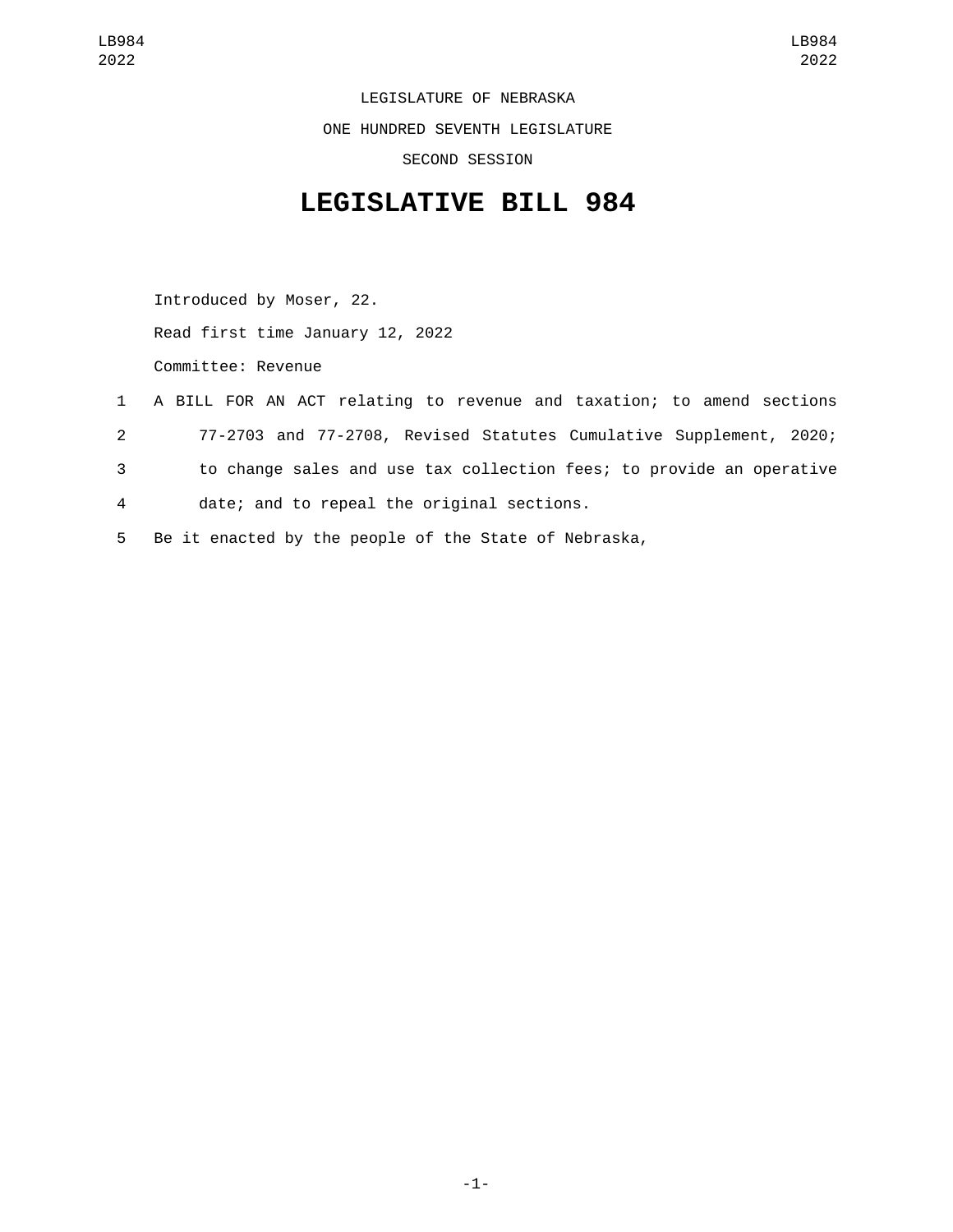LEGISLATURE OF NEBRASKA

ONE HUNDRED SEVENTH LEGISLATURE

SECOND SESSION

# LEGISLATIVE BILL 984

Introduced by Moser, 22.

Read first time January 12, 2022

Committee: Revenue

1 A BILL FOR AN ACT relating to revenue and taxation; to amend sections
2 77-2703 and 77-2708, Revised Statutes Cumulative Supplement, 2020;
3 to change sales and use tax collection fees; to provide an operative
4 date; and to repeal the original sections.
5 Be it enacted by the people of the State of Nebraska,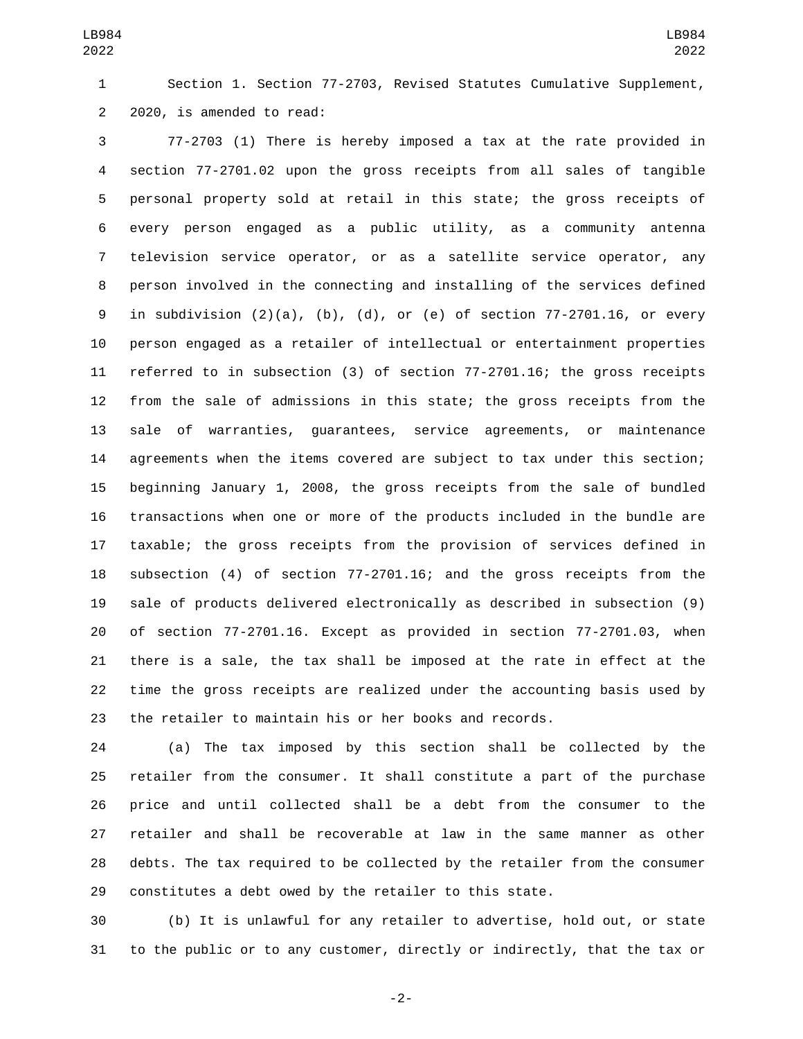Section 1. Section 77-2703, Revised Statutes Cumulative Supplement, 2020, is amended to read:

77-2703 (1) There is hereby imposed a tax at the rate provided in section 77-2701.02 upon the gross receipts from all sales of tangible personal property sold at retail in this state; the gross receipts of every person engaged as a public utility, as a community antenna television service operator, or as a satellite service operator, any person involved in the connecting and installing of the services defined in subdivision (2)(a), (b), (d), or (e) of section 77-2701.16, or every person engaged as a retailer of intellectual or entertainment properties referred to in subsection (3) of section 77-2701.16; the gross receipts from the sale of admissions in this state; the gross receipts from the sale of warranties, guarantees, service agreements, or maintenance agreements when the items covered are subject to tax under this section; beginning January 1, 2008, the gross receipts from the sale of bundled transactions when one or more of the products included in the bundle are taxable; the gross receipts from the provision of services defined in subsection (4) of section 77-2701.16; and the gross receipts from the sale of products delivered electronically as described in subsection (9) of section 77-2701.16. Except as provided in section 77-2701.03, when there is a sale, the tax shall be imposed at the rate in effect at the time the gross receipts are realized under the accounting basis used by the retailer to maintain his or her books and records.

(a) The tax imposed by this section shall be collected by the retailer from the consumer. It shall constitute a part of the purchase price and until collected shall be a debt from the consumer to the retailer and shall be recoverable at law in the same manner as other debts. The tax required to be collected by the retailer from the consumer constitutes a debt owed by the retailer to this state.

(b) It is unlawful for any retailer to advertise, hold out, or state to the public or to any customer, directly or indirectly, that the tax or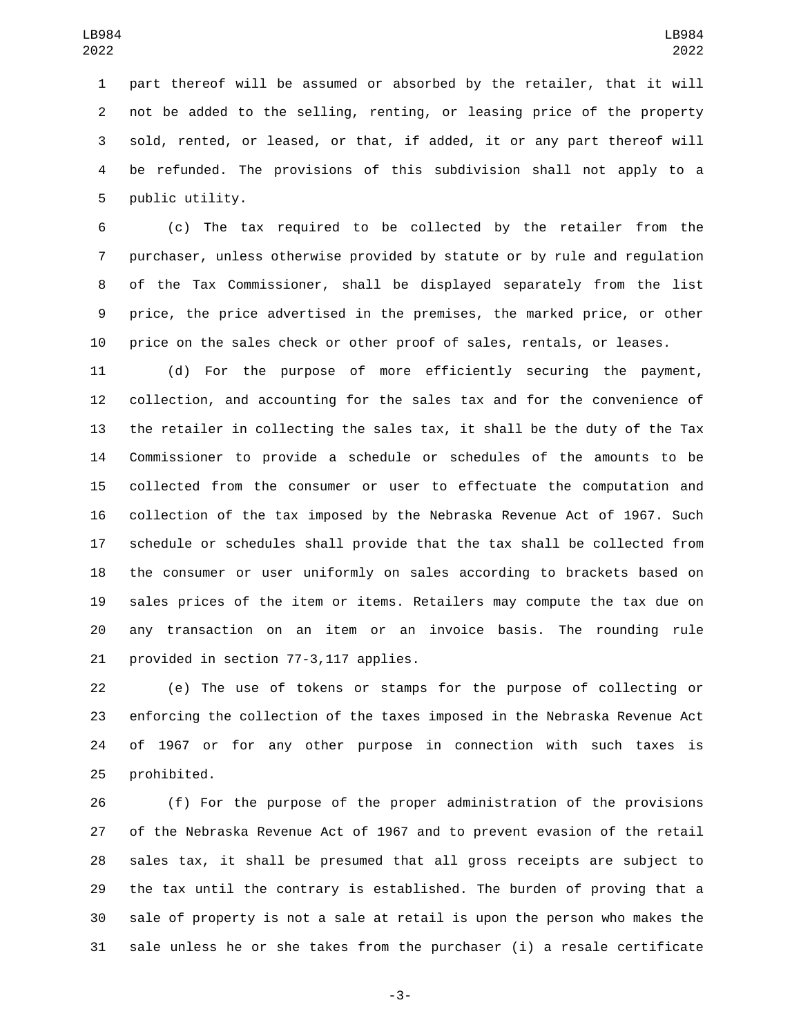part thereof will be assumed or absorbed by the retailer, that it will not be added to the selling, renting, or leasing price of the property sold, rented, or leased, or that, if added, it or any part thereof will be refunded. The provisions of this subdivision shall not apply to a public utility.

(c) The tax required to be collected by the retailer from the purchaser, unless otherwise provided by statute or by rule and regulation of the Tax Commissioner, shall be displayed separately from the list price, the price advertised in the premises, the marked price, or other price on the sales check or other proof of sales, rentals, or leases.

(d) For the purpose of more efficiently securing the payment, collection, and accounting for the sales tax and for the convenience of the retailer in collecting the sales tax, it shall be the duty of the Tax Commissioner to provide a schedule or schedules of the amounts to be collected from the consumer or user to effectuate the computation and collection of the tax imposed by the Nebraska Revenue Act of 1967. Such schedule or schedules shall provide that the tax shall be collected from the consumer or user uniformly on sales according to brackets based on sales prices of the item or items. Retailers may compute the tax due on any transaction on an item or an invoice basis. The rounding rule provided in section 77-3,117 applies.

(e) The use of tokens or stamps for the purpose of collecting or enforcing the collection of the taxes imposed in the Nebraska Revenue Act of 1967 or for any other purpose in connection with such taxes is prohibited.

(f) For the purpose of the proper administration of the provisions of the Nebraska Revenue Act of 1967 and to prevent evasion of the retail sales tax, it shall be presumed that all gross receipts are subject to the tax until the contrary is established. The burden of proving that a sale of property is not a sale at retail is upon the person who makes the sale unless he or she takes from the purchaser (i) a resale certificate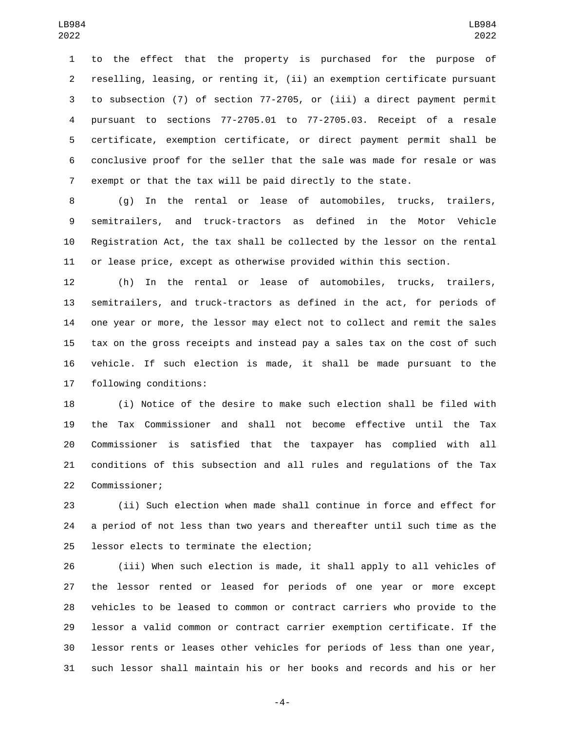to the effect that the property is purchased for the purpose of reselling, leasing, or renting it, (ii) an exemption certificate pursuant to subsection (7) of section 77-2705, or (iii) a direct payment permit pursuant to sections 77-2705.01 to 77-2705.03. Receipt of a resale certificate, exemption certificate, or direct payment permit shall be conclusive proof for the seller that the sale was made for resale or was exempt or that the tax will be paid directly to the state.

(g) In the rental or lease of automobiles, trucks, trailers, semitrailers, and truck-tractors as defined in the Motor Vehicle Registration Act, the tax shall be collected by the lessor on the rental or lease price, except as otherwise provided within this section.

(h) In the rental or lease of automobiles, trucks, trailers, semitrailers, and truck-tractors as defined in the act, for periods of one year or more, the lessor may elect not to collect and remit the sales tax on the gross receipts and instead pay a sales tax on the cost of such vehicle. If such election is made, it shall be made pursuant to the following conditions:

(i) Notice of the desire to make such election shall be filed with the Tax Commissioner and shall not become effective until the Tax Commissioner is satisfied that the taxpayer has complied with all conditions of this subsection and all rules and regulations of the Tax Commissioner;

(ii) Such election when made shall continue in force and effect for a period of not less than two years and thereafter until such time as the lessor elects to terminate the election;

(iii) When such election is made, it shall apply to all vehicles of the lessor rented or leased for periods of one year or more except vehicles to be leased to common or contract carriers who provide to the lessor a valid common or contract carrier exemption certificate. If the lessor rents or leases other vehicles for periods of less than one year, such lessor shall maintain his or her books and records and his or her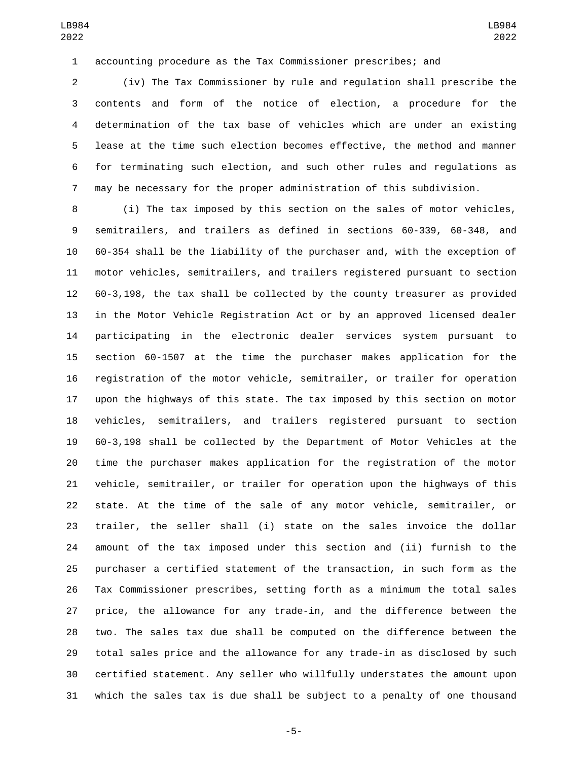accounting procedure as the Tax Commissioner prescribes; and

(iv) The Tax Commissioner by rule and regulation shall prescribe the contents and form of the notice of election, a procedure for the determination of the tax base of vehicles which are under an existing lease at the time such election becomes effective, the method and manner for terminating such election, and such other rules and regulations as may be necessary for the proper administration of this subdivision.

(i) The tax imposed by this section on the sales of motor vehicles, semitrailers, and trailers as defined in sections 60-339, 60-348, and 60-354 shall be the liability of the purchaser and, with the exception of motor vehicles, semitrailers, and trailers registered pursuant to section 60-3,198, the tax shall be collected by the county treasurer as provided in the Motor Vehicle Registration Act or by an approved licensed dealer participating in the electronic dealer services system pursuant to section 60-1507 at the time the purchaser makes application for the registration of the motor vehicle, semitrailer, or trailer for operation upon the highways of this state. The tax imposed by this section on motor vehicles, semitrailers, and trailers registered pursuant to section 60-3,198 shall be collected by the Department of Motor Vehicles at the time the purchaser makes application for the registration of the motor vehicle, semitrailer, or trailer for operation upon the highways of this state. At the time of the sale of any motor vehicle, semitrailer, or trailer, the seller shall (i) state on the sales invoice the dollar amount of the tax imposed under this section and (ii) furnish to the purchaser a certified statement of the transaction, in such form as the Tax Commissioner prescribes, setting forth as a minimum the total sales price, the allowance for any trade-in, and the difference between the two. The sales tax due shall be computed on the difference between the total sales price and the allowance for any trade-in as disclosed by such certified statement. Any seller who willfully understates the amount upon which the sales tax is due shall be subject to a penalty of one thousand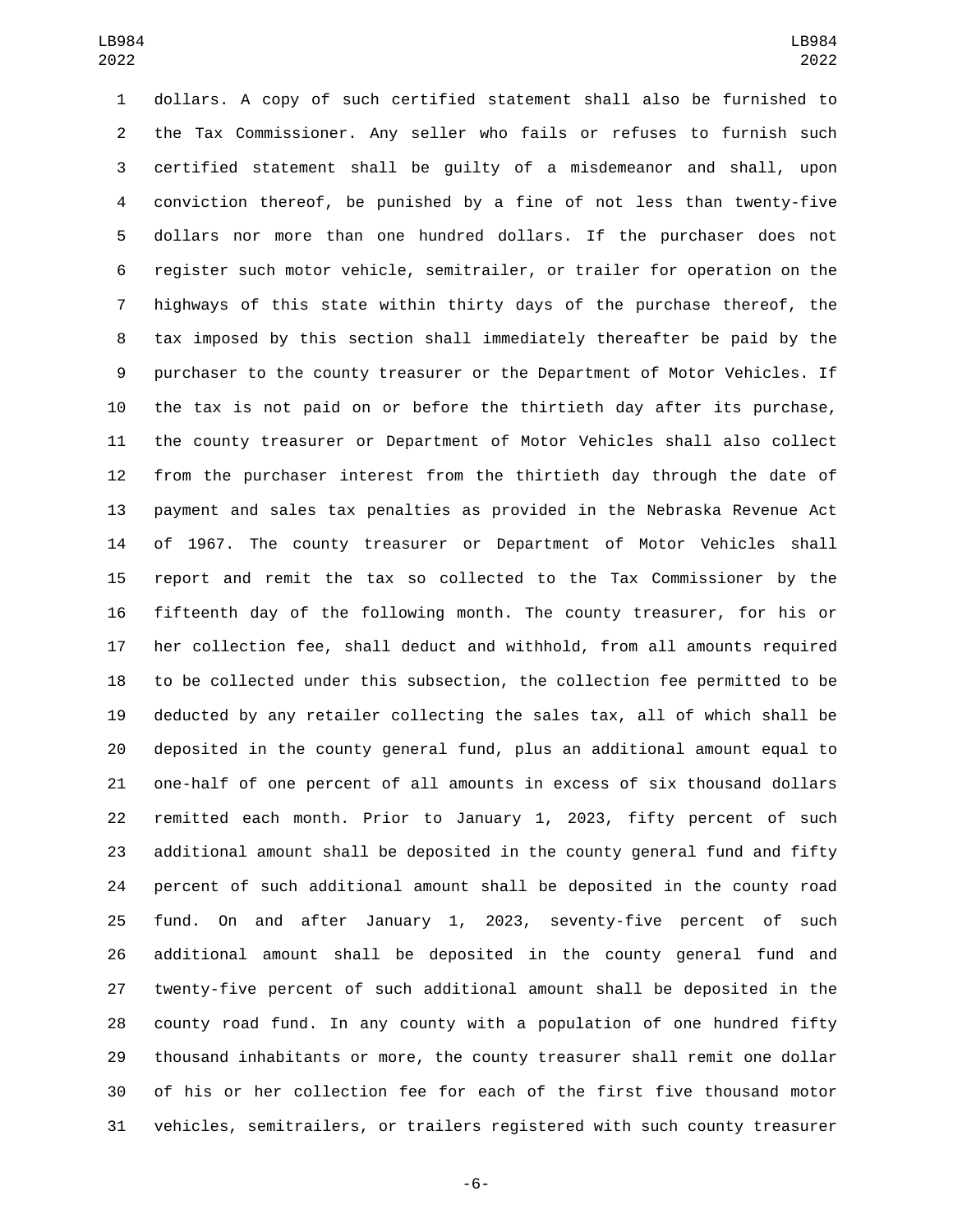dollars. A copy of such certified statement shall also be furnished to the Tax Commissioner. Any seller who fails or refuses to furnish such certified statement shall be guilty of a misdemeanor and shall, upon conviction thereof, be punished by a fine of not less than twenty-five dollars nor more than one hundred dollars. If the purchaser does not register such motor vehicle, semitrailer, or trailer for operation on the highways of this state within thirty days of the purchase thereof, the tax imposed by this section shall immediately thereafter be paid by the purchaser to the county treasurer or the Department of Motor Vehicles. If the tax is not paid on or before the thirtieth day after its purchase, the county treasurer or Department of Motor Vehicles shall also collect from the purchaser interest from the thirtieth day through the date of payment and sales tax penalties as provided in the Nebraska Revenue Act of 1967. The county treasurer or Department of Motor Vehicles shall report and remit the tax so collected to the Tax Commissioner by the fifteenth day of the following month. The county treasurer, for his or her collection fee, shall deduct and withhold, from all amounts required to be collected under this subsection, the collection fee permitted to be deducted by any retailer collecting the sales tax, all of which shall be deposited in the county general fund, plus an additional amount equal to one-half of one percent of all amounts in excess of six thousand dollars remitted each month. Prior to January 1, 2023, fifty percent of such additional amount shall be deposited in the county general fund and fifty percent of such additional amount shall be deposited in the county road fund. On and after January 1, 2023, seventy-five percent of such additional amount shall be deposited in the county general fund and twenty-five percent of such additional amount shall be deposited in the county road fund. In any county with a population of one hundred fifty thousand inhabitants or more, the county treasurer shall remit one dollar of his or her collection fee for each of the first five thousand motor vehicles, semitrailers, or trailers registered with such county treasurer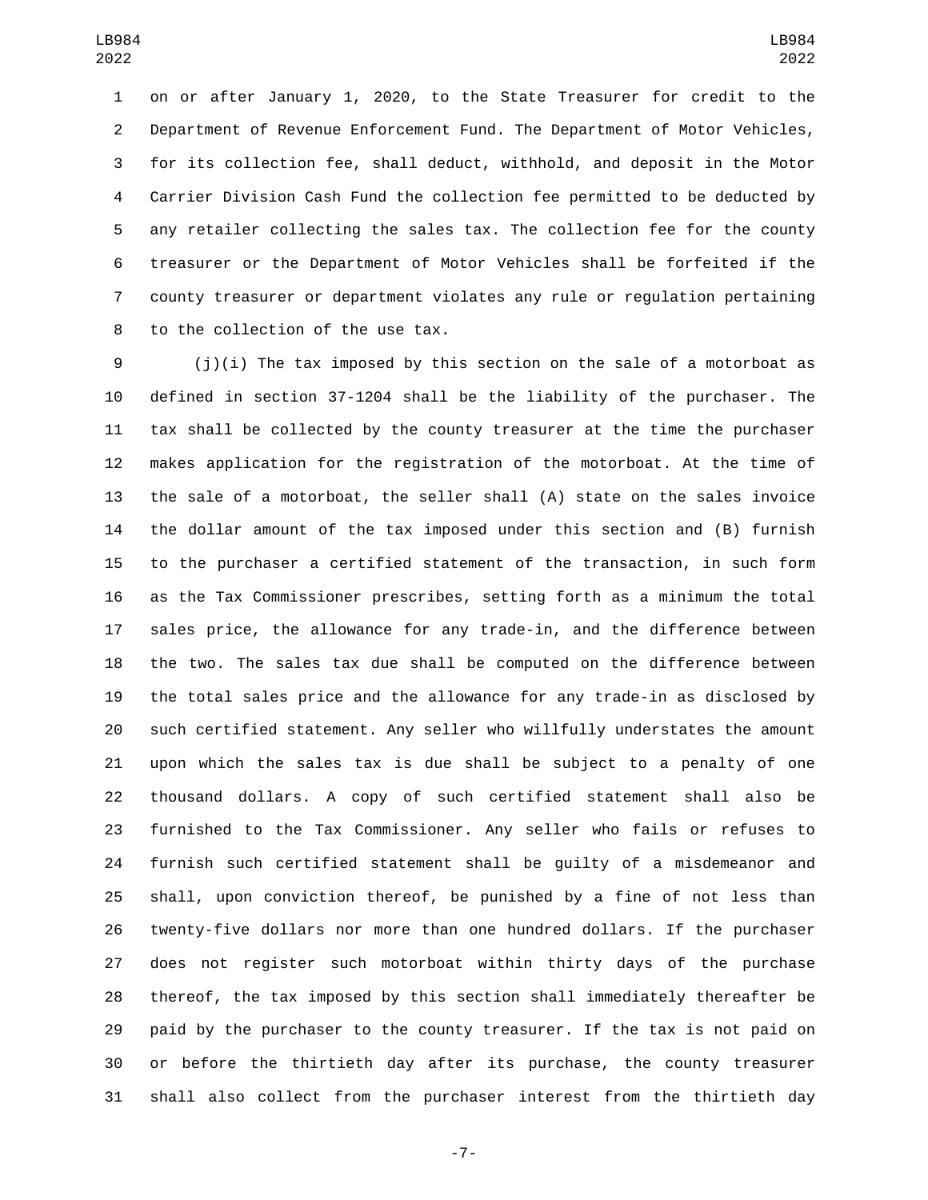on or after January 1, 2020, to the State Treasurer for credit to the Department of Revenue Enforcement Fund. The Department of Motor Vehicles, for its collection fee, shall deduct, withhold, and deposit in the Motor Carrier Division Cash Fund the collection fee permitted to be deducted by any retailer collecting the sales tax. The collection fee for the county treasurer or the Department of Motor Vehicles shall be forfeited if the county treasurer or department violates any rule or regulation pertaining to the collection of the use tax.

(j)(i) The tax imposed by this section on the sale of a motorboat as defined in section 37-1204 shall be the liability of the purchaser. The tax shall be collected by the county treasurer at the time the purchaser makes application for the registration of the motorboat. At the time of the sale of a motorboat, the seller shall (A) state on the sales invoice the dollar amount of the tax imposed under this section and (B) furnish to the purchaser a certified statement of the transaction, in such form as the Tax Commissioner prescribes, setting forth as a minimum the total sales price, the allowance for any trade-in, and the difference between the two. The sales tax due shall be computed on the difference between the total sales price and the allowance for any trade-in as disclosed by such certified statement. Any seller who willfully understates the amount upon which the sales tax is due shall be subject to a penalty of one thousand dollars. A copy of such certified statement shall also be furnished to the Tax Commissioner. Any seller who fails or refuses to furnish such certified statement shall be guilty of a misdemeanor and shall, upon conviction thereof, be punished by a fine of not less than twenty-five dollars nor more than one hundred dollars. If the purchaser does not register such motorboat within thirty days of the purchase thereof, the tax imposed by this section shall immediately thereafter be paid by the purchaser to the county treasurer. If the tax is not paid on or before the thirtieth day after its purchase, the county treasurer shall also collect from the purchaser interest from the thirtieth day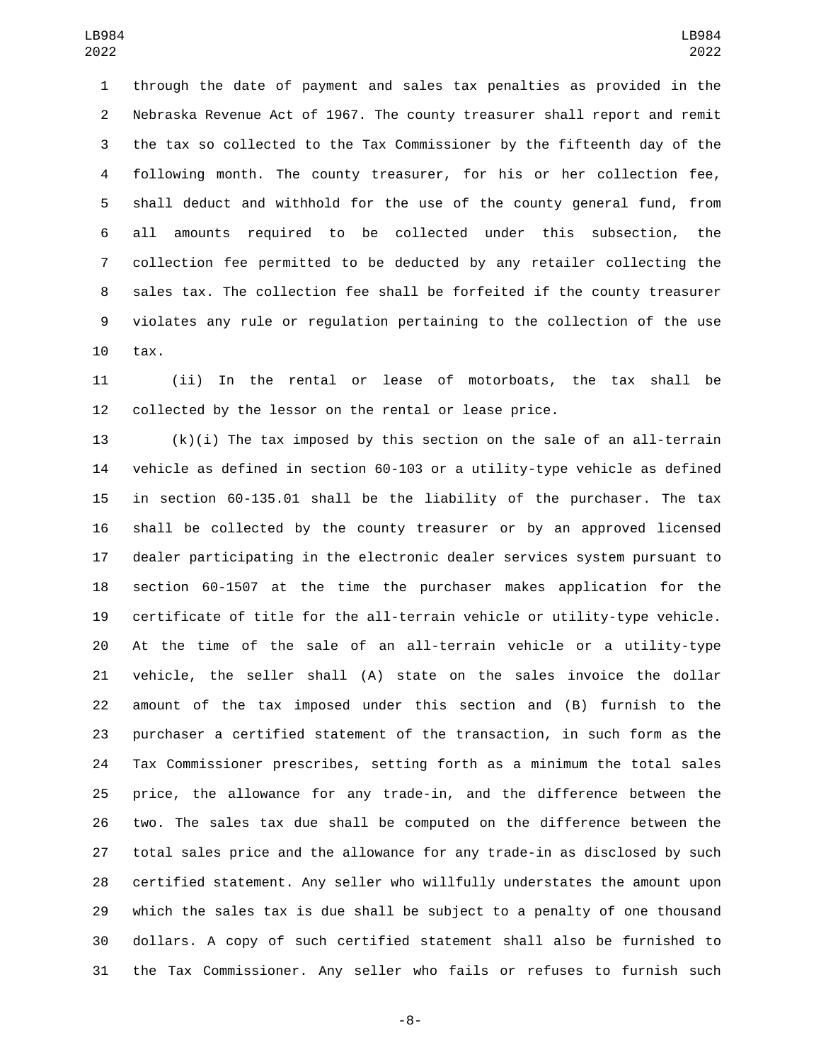through the date of payment and sales tax penalties as provided in the Nebraska Revenue Act of 1967. The county treasurer shall report and remit the tax so collected to the Tax Commissioner by the fifteenth day of the following month. The county treasurer, for his or her collection fee, shall deduct and withhold for the use of the county general fund, from all amounts required to be collected under this subsection, the collection fee permitted to be deducted by any retailer collecting the sales tax. The collection fee shall be forfeited if the county treasurer violates any rule or regulation pertaining to the collection of the use tax.

(ii) In the rental or lease of motorboats, the tax shall be collected by the lessor on the rental or lease price.

(k)(i) The tax imposed by this section on the sale of an all-terrain vehicle as defined in section 60-103 or a utility-type vehicle as defined in section 60-135.01 shall be the liability of the purchaser. The tax shall be collected by the county treasurer or by an approved licensed dealer participating in the electronic dealer services system pursuant to section 60-1507 at the time the purchaser makes application for the certificate of title for the all-terrain vehicle or utility-type vehicle. At the time of the sale of an all-terrain vehicle or a utility-type vehicle, the seller shall (A) state on the sales invoice the dollar amount of the tax imposed under this section and (B) furnish to the purchaser a certified statement of the transaction, in such form as the Tax Commissioner prescribes, setting forth as a minimum the total sales price, the allowance for any trade-in, and the difference between the two. The sales tax due shall be computed on the difference between the total sales price and the allowance for any trade-in as disclosed by such certified statement. Any seller who willfully understates the amount upon which the sales tax is due shall be subject to a penalty of one thousand dollars. A copy of such certified statement shall also be furnished to the Tax Commissioner. Any seller who fails or refuses to furnish such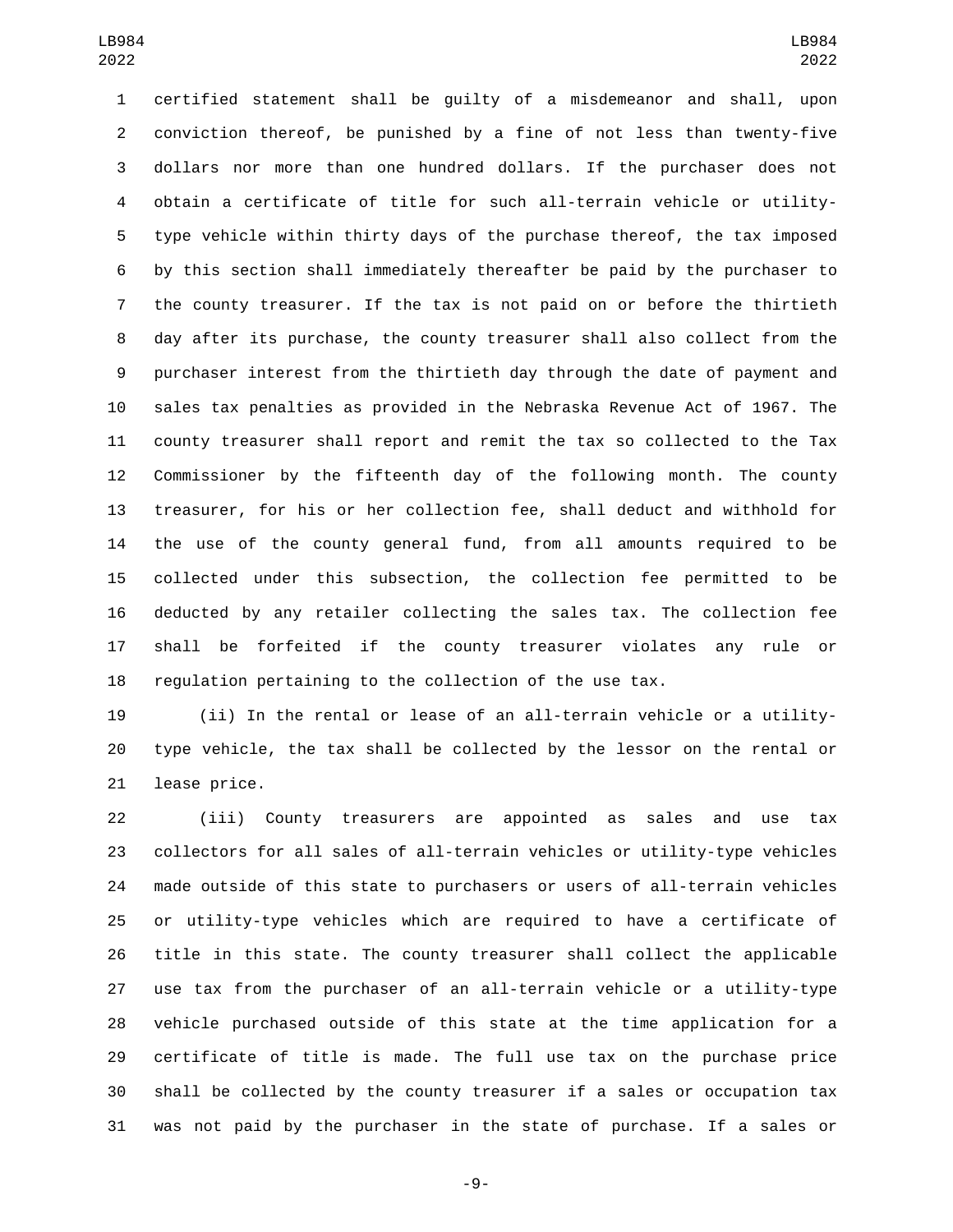certified statement shall be guilty of a misdemeanor and shall, upon conviction thereof, be punished by a fine of not less than twenty-five dollars nor more than one hundred dollars. If the purchaser does not obtain a certificate of title for such all-terrain vehicle or utility-type vehicle within thirty days of the purchase thereof, the tax imposed by this section shall immediately thereafter be paid by the purchaser to the county treasurer. If the tax is not paid on or before the thirtieth day after its purchase, the county treasurer shall also collect from the purchaser interest from the thirtieth day through the date of payment and sales tax penalties as provided in the Nebraska Revenue Act of 1967. The county treasurer shall report and remit the tax so collected to the Tax Commissioner by the fifteenth day of the following month. The county treasurer, for his or her collection fee, shall deduct and withhold for the use of the county general fund, from all amounts required to be collected under this subsection, the collection fee permitted to be deducted by any retailer collecting the sales tax. The collection fee shall be forfeited if the county treasurer violates any rule or regulation pertaining to the collection of the use tax.

(ii) In the rental or lease of an all-terrain vehicle or a utility-type vehicle, the tax shall be collected by the lessor on the rental or lease price.

(iii) County treasurers are appointed as sales and use tax collectors for all sales of all-terrain vehicles or utility-type vehicles made outside of this state to purchasers or users of all-terrain vehicles or utility-type vehicles which are required to have a certificate of title in this state. The county treasurer shall collect the applicable use tax from the purchaser of an all-terrain vehicle or a utility-type vehicle purchased outside of this state at the time application for a certificate of title is made. The full use tax on the purchase price shall be collected by the county treasurer if a sales or occupation tax was not paid by the purchaser in the state of purchase. If a sales or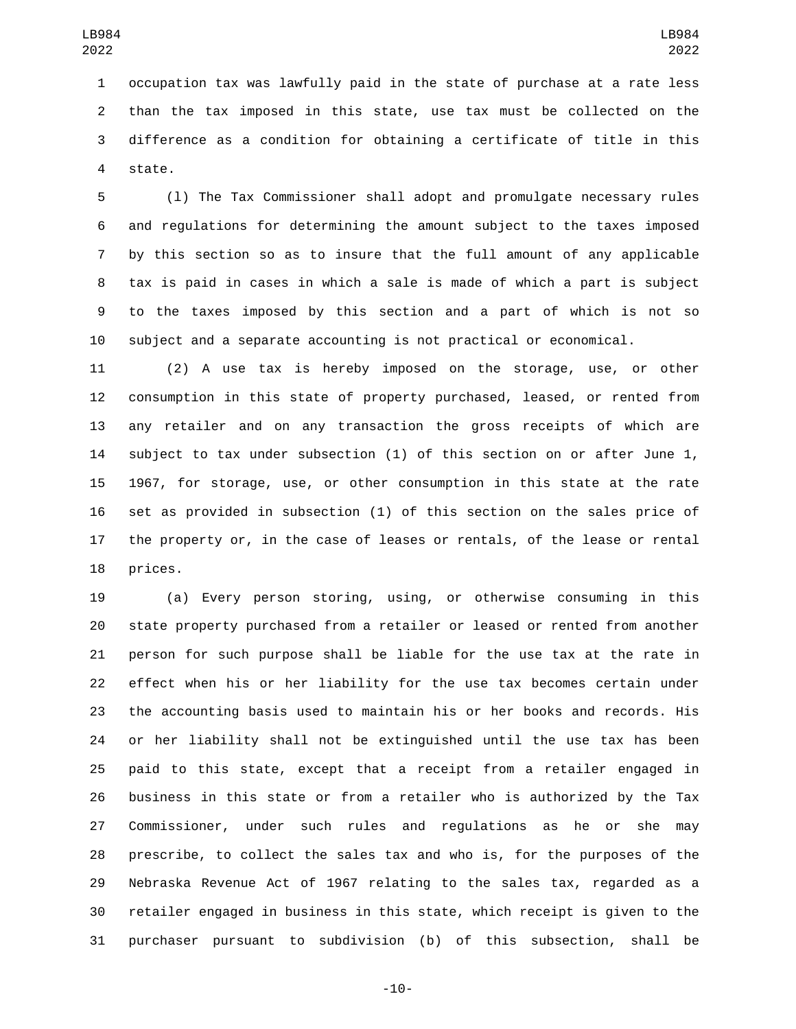occupation tax was lawfully paid in the state of purchase at a rate less than the tax imposed in this state, use tax must be collected on the difference as a condition for obtaining a certificate of title in this state.

(l) The Tax Commissioner shall adopt and promulgate necessary rules and regulations for determining the amount subject to the taxes imposed by this section so as to insure that the full amount of any applicable tax is paid in cases in which a sale is made of which a part is subject to the taxes imposed by this section and a part of which is not so subject and a separate accounting is not practical or economical.

(2) A use tax is hereby imposed on the storage, use, or other consumption in this state of property purchased, leased, or rented from any retailer and on any transaction the gross receipts of which are subject to tax under subsection (1) of this section on or after June 1, 1967, for storage, use, or other consumption in this state at the rate set as provided in subsection (1) of this section on the sales price of the property or, in the case of leases or rentals, of the lease or rental prices.

(a) Every person storing, using, or otherwise consuming in this state property purchased from a retailer or leased or rented from another person for such purpose shall be liable for the use tax at the rate in effect when his or her liability for the use tax becomes certain under the accounting basis used to maintain his or her books and records. His or her liability shall not be extinguished until the use tax has been paid to this state, except that a receipt from a retailer engaged in business in this state or from a retailer who is authorized by the Tax Commissioner, under such rules and regulations as he or she may prescribe, to collect the sales tax and who is, for the purposes of the Nebraska Revenue Act of 1967 relating to the sales tax, regarded as a retailer engaged in business in this state, which receipt is given to the purchaser pursuant to subdivision (b) of this subsection, shall be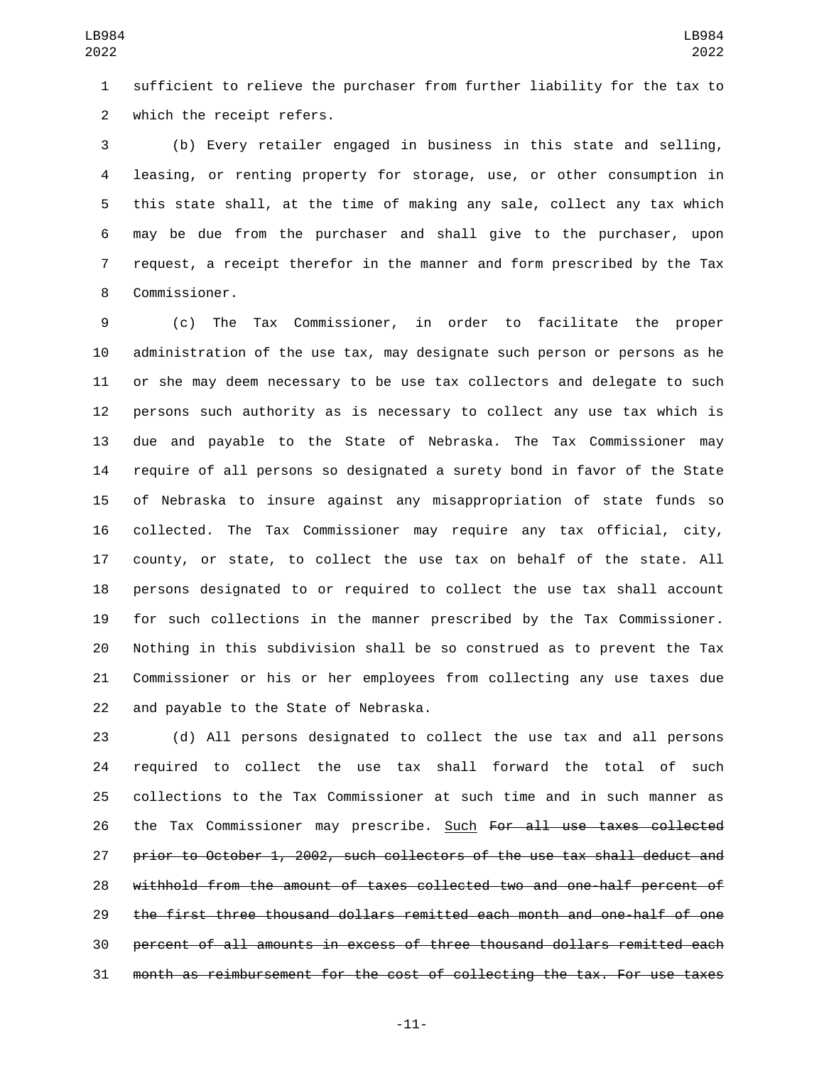sufficient to relieve the purchaser from further liability for the tax to which the receipt refers.

(b) Every retailer engaged in business in this state and selling, leasing, or renting property for storage, use, or other consumption in this state shall, at the time of making any sale, collect any tax which may be due from the purchaser and shall give to the purchaser, upon request, a receipt therefor in the manner and form prescribed by the Tax Commissioner.

(c) The Tax Commissioner, in order to facilitate the proper administration of the use tax, may designate such person or persons as he or she may deem necessary to be use tax collectors and delegate to such persons such authority as is necessary to collect any use tax which is due and payable to the State of Nebraska. The Tax Commissioner may require of all persons so designated a surety bond in favor of the State of Nebraska to insure against any misappropriation of state funds so collected. The Tax Commissioner may require any tax official, city, county, or state, to collect the use tax on behalf of the state. All persons designated to or required to collect the use tax shall account for such collections in the manner prescribed by the Tax Commissioner. Nothing in this subdivision shall be so construed as to prevent the Tax Commissioner or his or her employees from collecting any use taxes due and payable to the State of Nebraska.

(d) All persons designated to collect the use tax and all persons required to collect the use tax shall forward the total of such collections to the Tax Commissioner at such time and in such manner as the Tax Commissioner may prescribe. <u>Such</u> ~~For all use taxes collected prior to October 1, 2002, such collectors of the use tax shall deduct and withhold from the amount of taxes collected two and one-half percent of the first three thousand dollars remitted each month and one-half of one percent of all amounts in excess of three thousand dollars remitted each month as reimbursement for the cost of collecting the tax. For use taxes~~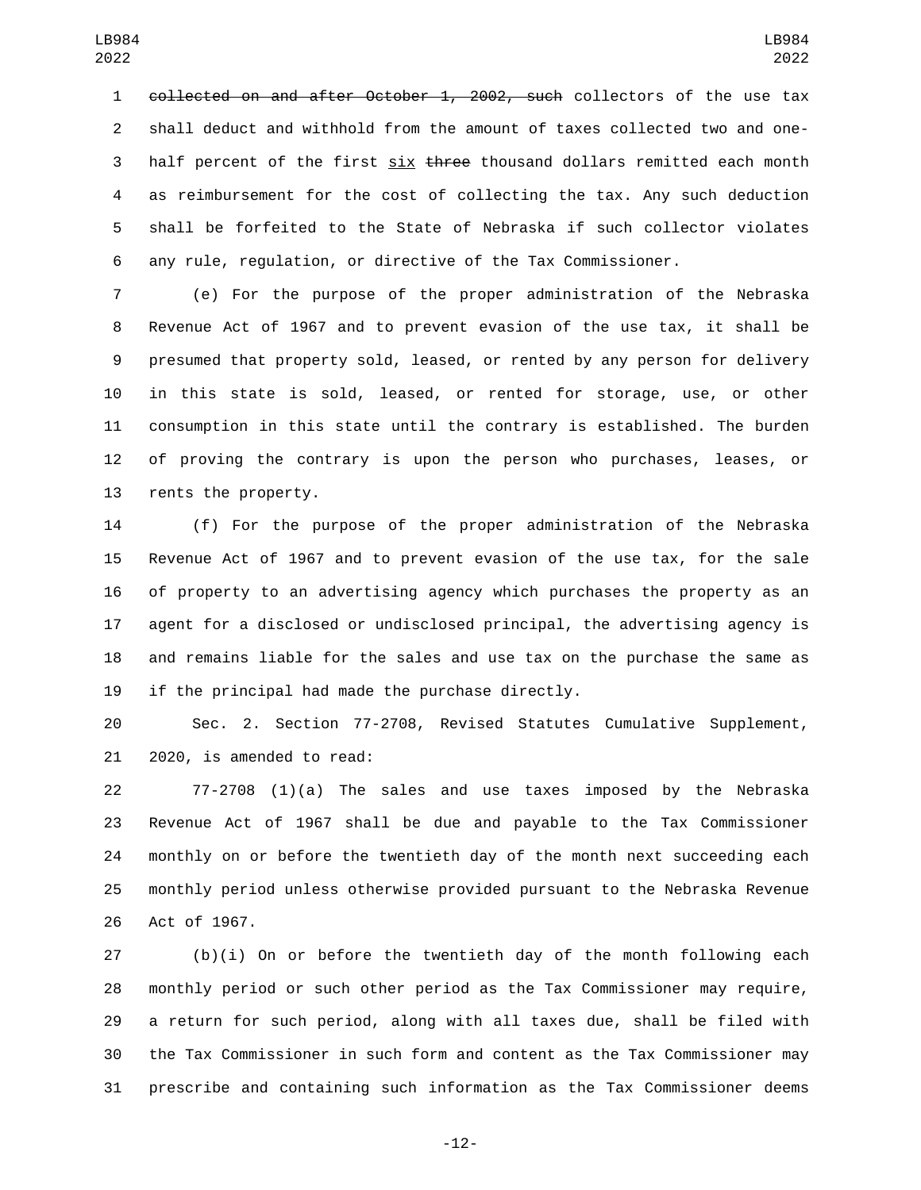~~collected on and after October 1, 2002, such~~ collectors of the use tax shall deduct and withhold from the amount of taxes collected two and one-half percent of the first <u>six</u> ~~three~~ thousand dollars remitted each month as reimbursement for the cost of collecting the tax. Any such deduction shall be forfeited to the State of Nebraska if such collector violates any rule, regulation, or directive of the Tax Commissioner.

(e) For the purpose of the proper administration of the Nebraska Revenue Act of 1967 and to prevent evasion of the use tax, it shall be presumed that property sold, leased, or rented by any person for delivery in this state is sold, leased, or rented for storage, use, or other consumption in this state until the contrary is established. The burden of proving the contrary is upon the person who purchases, leases, or rents the property.

(f) For the purpose of the proper administration of the Nebraska Revenue Act of 1967 and to prevent evasion of the use tax, for the sale of property to an advertising agency which purchases the property as an agent for a disclosed or undisclosed principal, the advertising agency is and remains liable for the sales and use tax on the purchase the same as if the principal had made the purchase directly.

Sec. 2. Section 77-2708, Revised Statutes Cumulative Supplement, 2020, is amended to read:

77-2708 (1)(a) The sales and use taxes imposed by the Nebraska Revenue Act of 1967 shall be due and payable to the Tax Commissioner monthly on or before the twentieth day of the month next succeeding each monthly period unless otherwise provided pursuant to the Nebraska Revenue Act of 1967.

(b)(i) On or before the twentieth day of the month following each monthly period or such other period as the Tax Commissioner may require, a return for such period, along with all taxes due, shall be filed with the Tax Commissioner in such form and content as the Tax Commissioner may prescribe and containing such information as the Tax Commissioner deems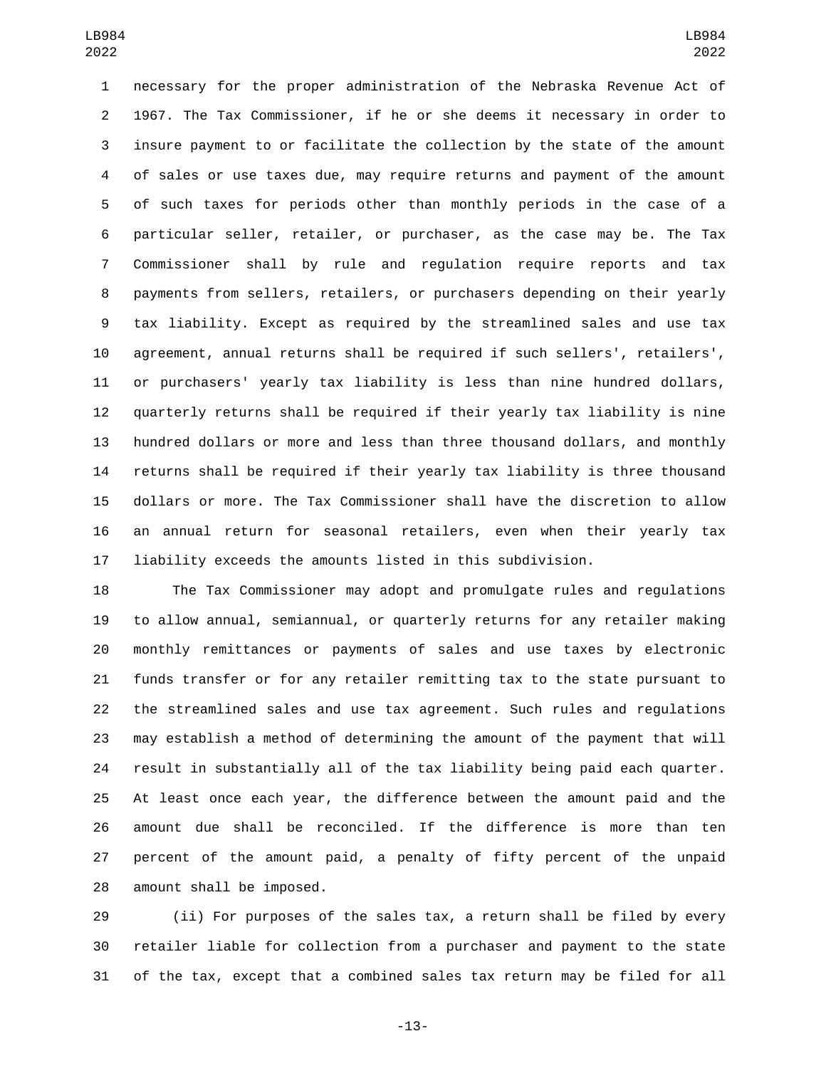necessary for the proper administration of the Nebraska Revenue Act of 1967. The Tax Commissioner, if he or she deems it necessary in order to insure payment to or facilitate the collection by the state of the amount of sales or use taxes due, may require returns and payment of the amount of such taxes for periods other than monthly periods in the case of a particular seller, retailer, or purchaser, as the case may be. The Tax Commissioner shall by rule and regulation require reports and tax payments from sellers, retailers, or purchasers depending on their yearly tax liability. Except as required by the streamlined sales and use tax agreement, annual returns shall be required if such sellers', retailers', or purchasers' yearly tax liability is less than nine hundred dollars, quarterly returns shall be required if their yearly tax liability is nine hundred dollars or more and less than three thousand dollars, and monthly returns shall be required if their yearly tax liability is three thousand dollars or more. The Tax Commissioner shall have the discretion to allow an annual return for seasonal retailers, even when their yearly tax liability exceeds the amounts listed in this subdivision.

The Tax Commissioner may adopt and promulgate rules and regulations to allow annual, semiannual, or quarterly returns for any retailer making monthly remittances or payments of sales and use taxes by electronic funds transfer or for any retailer remitting tax to the state pursuant to the streamlined sales and use tax agreement. Such rules and regulations may establish a method of determining the amount of the payment that will result in substantially all of the tax liability being paid each quarter. At least once each year, the difference between the amount paid and the amount due shall be reconciled. If the difference is more than ten percent of the amount paid, a penalty of fifty percent of the unpaid amount shall be imposed.

(ii) For purposes of the sales tax, a return shall be filed by every retailer liable for collection from a purchaser and payment to the state of the tax, except that a combined sales tax return may be filed for all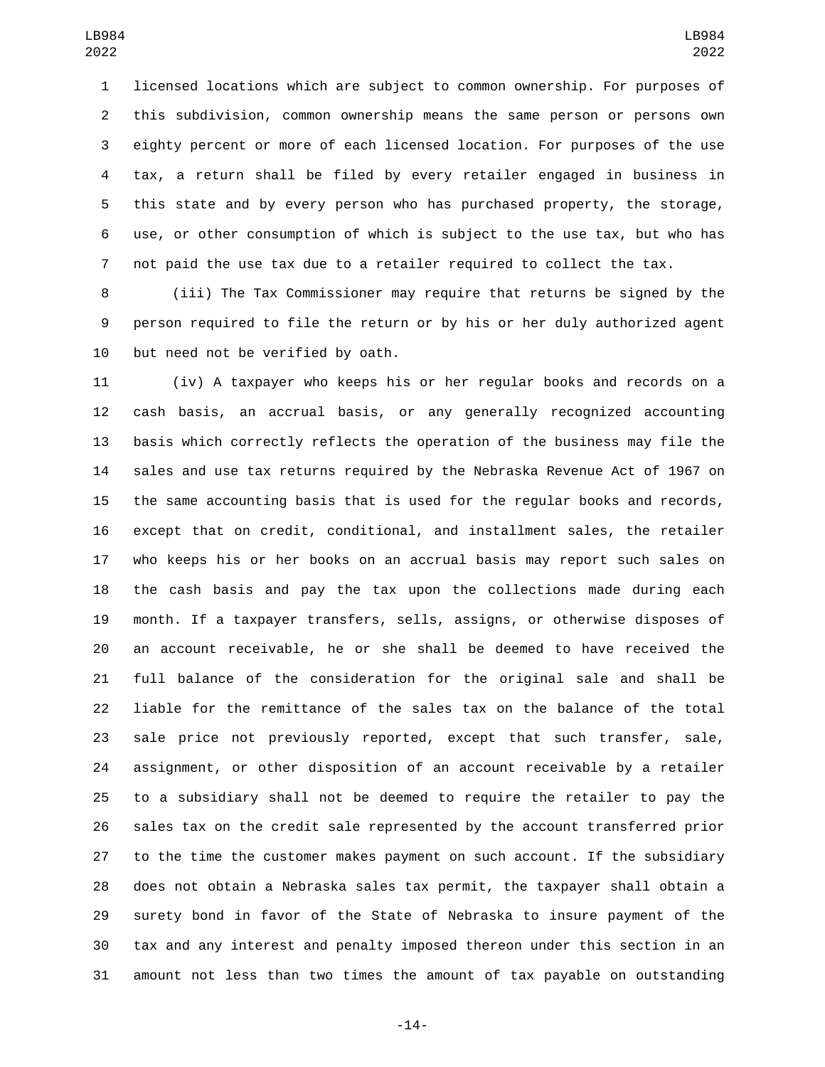licensed locations which are subject to common ownership. For purposes of this subdivision, common ownership means the same person or persons own eighty percent or more of each licensed location. For purposes of the use tax, a return shall be filed by every retailer engaged in business in this state and by every person who has purchased property, the storage, use, or other consumption of which is subject to the use tax, but who has not paid the use tax due to a retailer required to collect the tax.

(iii) The Tax Commissioner may require that returns be signed by the person required to file the return or by his or her duly authorized agent but need not be verified by oath.

(iv) A taxpayer who keeps his or her regular books and records on a cash basis, an accrual basis, or any generally recognized accounting basis which correctly reflects the operation of the business may file the sales and use tax returns required by the Nebraska Revenue Act of 1967 on the same accounting basis that is used for the regular books and records, except that on credit, conditional, and installment sales, the retailer who keeps his or her books on an accrual basis may report such sales on the cash basis and pay the tax upon the collections made during each month. If a taxpayer transfers, sells, assigns, or otherwise disposes of an account receivable, he or she shall be deemed to have received the full balance of the consideration for the original sale and shall be liable for the remittance of the sales tax on the balance of the total sale price not previously reported, except that such transfer, sale, assignment, or other disposition of an account receivable by a retailer to a subsidiary shall not be deemed to require the retailer to pay the sales tax on the credit sale represented by the account transferred prior to the time the customer makes payment on such account. If the subsidiary does not obtain a Nebraska sales tax permit, the taxpayer shall obtain a surety bond in favor of the State of Nebraska to insure payment of the tax and any interest and penalty imposed thereon under this section in an amount not less than two times the amount of tax payable on outstanding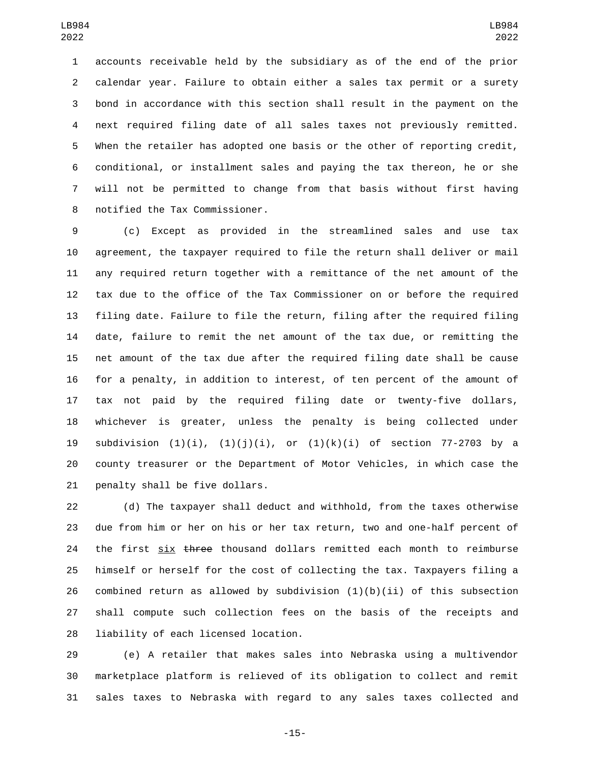accounts receivable held by the subsidiary as of the end of the prior calendar year. Failure to obtain either a sales tax permit or a surety bond in accordance with this section shall result in the payment on the next required filing date of all sales taxes not previously remitted. When the retailer has adopted one basis or the other of reporting credit, conditional, or installment sales and paying the tax thereon, he or she will not be permitted to change from that basis without first having notified the Tax Commissioner.

(c) Except as provided in the streamlined sales and use tax agreement, the taxpayer required to file the return shall deliver or mail any required return together with a remittance of the net amount of the tax due to the office of the Tax Commissioner on or before the required filing date. Failure to file the return, filing after the required filing date, failure to remit the net amount of the tax due, or remitting the net amount of the tax due after the required filing date shall be cause for a penalty, in addition to interest, of ten percent of the amount of tax not paid by the required filing date or twenty-five dollars, whichever is greater, unless the penalty is being collected under subdivision (1)(i), (1)(j)(i), or (1)(k)(i) of section 77-2703 by a county treasurer or the Department of Motor Vehicles, in which case the penalty shall be five dollars.

(d) The taxpayer shall deduct and withhold, from the taxes otherwise due from him or her on his or her tax return, two and one-half percent of the first <u>six</u> ~~three~~ thousand dollars remitted each month to reimburse himself or herself for the cost of collecting the tax. Taxpayers filing a combined return as allowed by subdivision (1)(b)(ii) of this subsection shall compute such collection fees on the basis of the receipts and liability of each licensed location.

(e) A retailer that makes sales into Nebraska using a multivendor marketplace platform is relieved of its obligation to collect and remit sales taxes to Nebraska with regard to any sales taxes collected and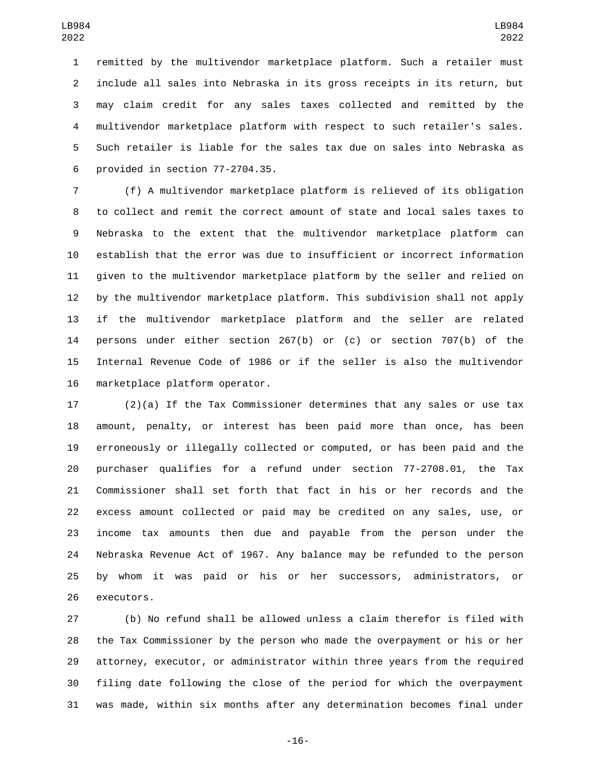remitted by the multivendor marketplace platform. Such a retailer must include all sales into Nebraska in its gross receipts in its return, but may claim credit for any sales taxes collected and remitted by the multivendor marketplace platform with respect to such retailer's sales. Such retailer is liable for the sales tax due on sales into Nebraska as provided in section 77-2704.35.

(f) A multivendor marketplace platform is relieved of its obligation to collect and remit the correct amount of state and local sales taxes to Nebraska to the extent that the multivendor marketplace platform can establish that the error was due to insufficient or incorrect information given to the multivendor marketplace platform by the seller and relied on by the multivendor marketplace platform. This subdivision shall not apply if the multivendor marketplace platform and the seller are related persons under either section 267(b) or (c) or section 707(b) of the Internal Revenue Code of 1986 or if the seller is also the multivendor marketplace platform operator.

(2)(a) If the Tax Commissioner determines that any sales or use tax amount, penalty, or interest has been paid more than once, has been erroneously or illegally collected or computed, or has been paid and the purchaser qualifies for a refund under section 77-2708.01, the Tax Commissioner shall set forth that fact in his or her records and the excess amount collected or paid may be credited on any sales, use, or income tax amounts then due and payable from the person under the Nebraska Revenue Act of 1967. Any balance may be refunded to the person by whom it was paid or his or her successors, administrators, or executors.

(b) No refund shall be allowed unless a claim therefor is filed with the Tax Commissioner by the person who made the overpayment or his or her attorney, executor, or administrator within three years from the required filing date following the close of the period for which the overpayment was made, within six months after any determination becomes final under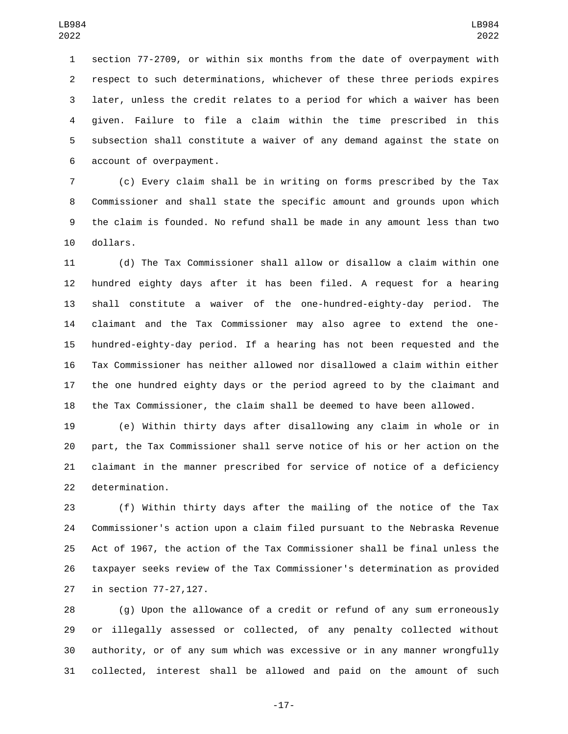section 77-2709, or within six months from the date of overpayment with respect to such determinations, whichever of these three periods expires later, unless the credit relates to a period for which a waiver has been given. Failure to file a claim within the time prescribed in this subsection shall constitute a waiver of any demand against the state on account of overpayment.

(c) Every claim shall be in writing on forms prescribed by the Tax Commissioner and shall state the specific amount and grounds upon which the claim is founded. No refund shall be made in any amount less than two dollars.

(d) The Tax Commissioner shall allow or disallow a claim within one hundred eighty days after it has been filed. A request for a hearing shall constitute a waiver of the one-hundred-eighty-day period. The claimant and the Tax Commissioner may also agree to extend the one-hundred-eighty-day period. If a hearing has not been requested and the Tax Commissioner has neither allowed nor disallowed a claim within either the one hundred eighty days or the period agreed to by the claimant and the Tax Commissioner, the claim shall be deemed to have been allowed.

(e) Within thirty days after disallowing any claim in whole or in part, the Tax Commissioner shall serve notice of his or her action on the claimant in the manner prescribed for service of notice of a deficiency determination.

(f) Within thirty days after the mailing of the notice of the Tax Commissioner's action upon a claim filed pursuant to the Nebraska Revenue Act of 1967, the action of the Tax Commissioner shall be final unless the taxpayer seeks review of the Tax Commissioner's determination as provided in section 77-27,127.

(g) Upon the allowance of a credit or refund of any sum erroneously or illegally assessed or collected, of any penalty collected without authority, or of any sum which was excessive or in any manner wrongfully collected, interest shall be allowed and paid on the amount of such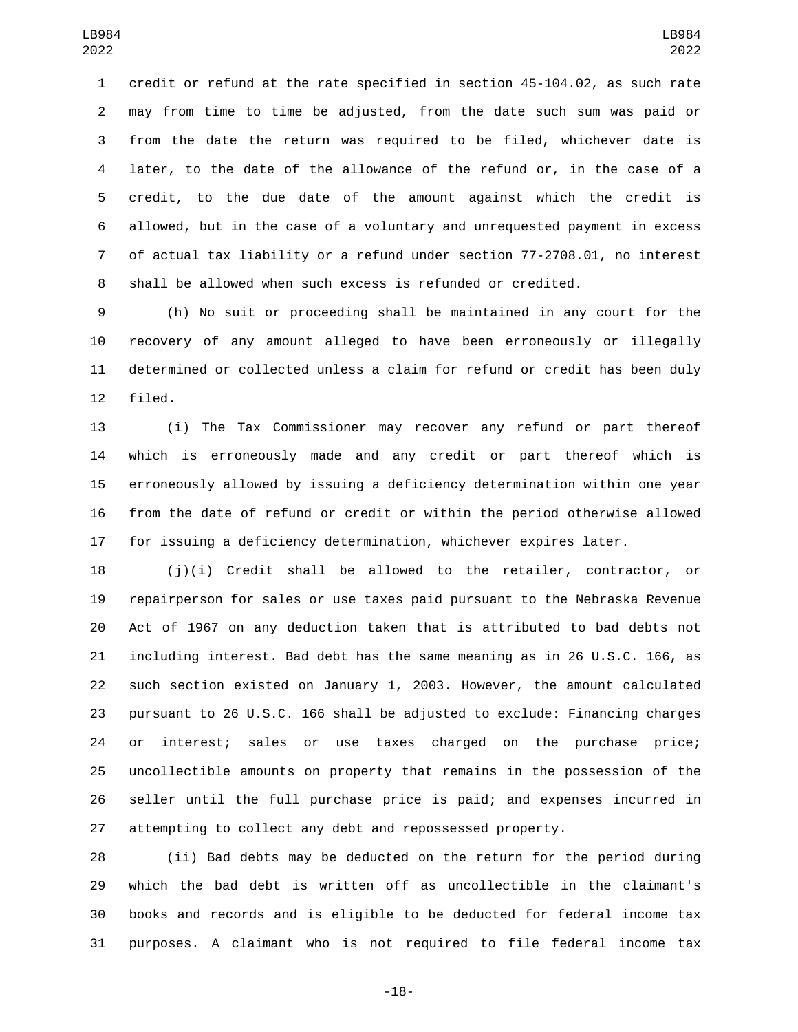credit or refund at the rate specified in section 45-104.02, as such rate may from time to time be adjusted, from the date such sum was paid or from the date the return was required to be filed, whichever date is later, to the date of the allowance of the refund or, in the case of a credit, to the due date of the amount against which the credit is allowed, but in the case of a voluntary and unrequested payment in excess of actual tax liability or a refund under section 77-2708.01, no interest shall be allowed when such excess is refunded or credited.

(h) No suit or proceeding shall be maintained in any court for the recovery of any amount alleged to have been erroneously or illegally determined or collected unless a claim for refund or credit has been duly filed.

(i) The Tax Commissioner may recover any refund or part thereof which is erroneously made and any credit or part thereof which is erroneously allowed by issuing a deficiency determination within one year from the date of refund or credit or within the period otherwise allowed for issuing a deficiency determination, whichever expires later.

(j)(i) Credit shall be allowed to the retailer, contractor, or repairperson for sales or use taxes paid pursuant to the Nebraska Revenue Act of 1967 on any deduction taken that is attributed to bad debts not including interest. Bad debt has the same meaning as in 26 U.S.C. 166, as such section existed on January 1, 2003. However, the amount calculated pursuant to 26 U.S.C. 166 shall be adjusted to exclude: Financing charges or interest; sales or use taxes charged on the purchase price; uncollectible amounts on property that remains in the possession of the seller until the full purchase price is paid; and expenses incurred in attempting to collect any debt and repossessed property.

(ii) Bad debts may be deducted on the return for the period during which the bad debt is written off as uncollectible in the claimant's books and records and is eligible to be deducted for federal income tax purposes. A claimant who is not required to file federal income tax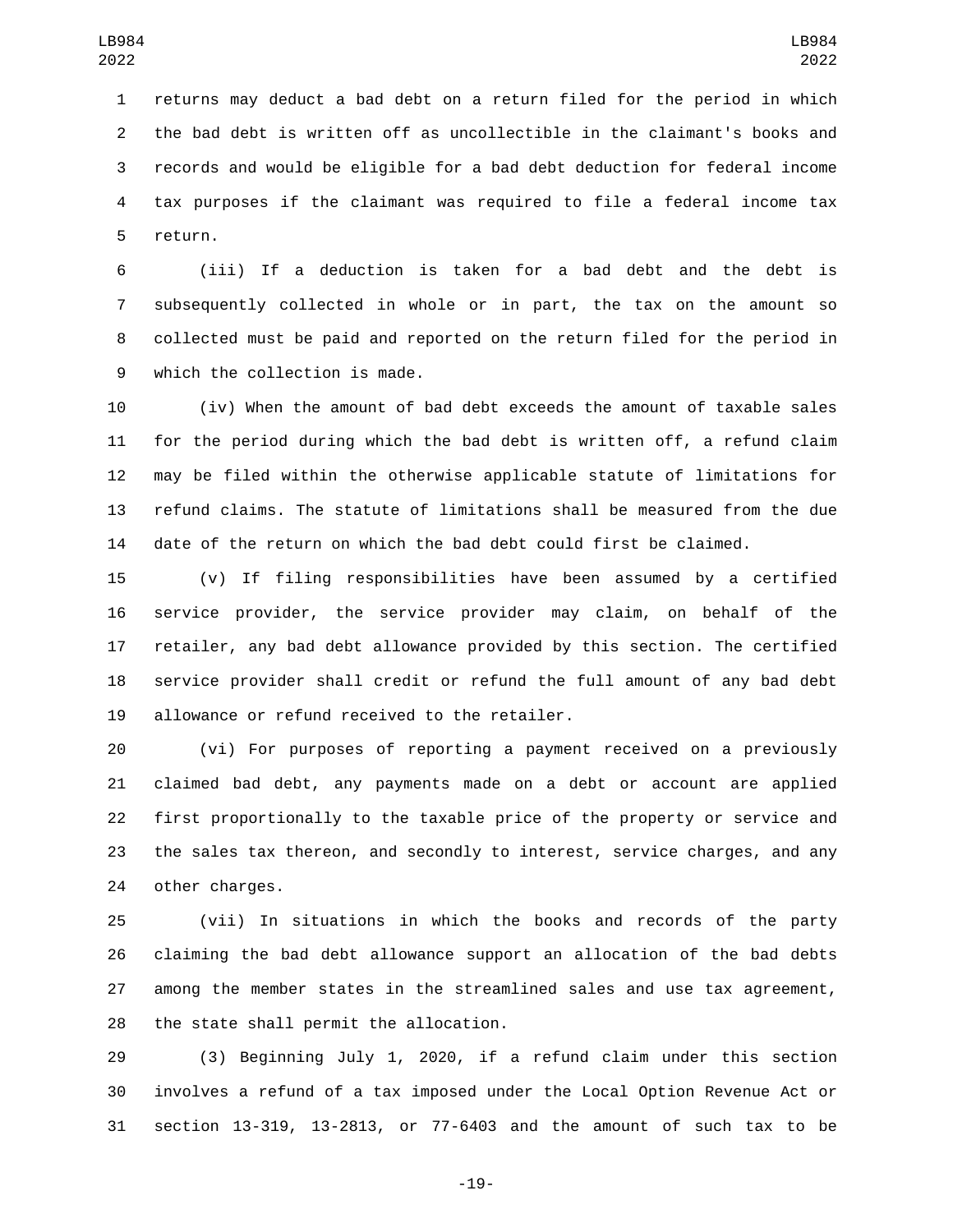returns may deduct a bad debt on a return filed for the period in which the bad debt is written off as uncollectible in the claimant's books and records and would be eligible for a bad debt deduction for federal income tax purposes if the claimant was required to file a federal income tax return.

(iii) If a deduction is taken for a bad debt and the debt is subsequently collected in whole or in part, the tax on the amount so collected must be paid and reported on the return filed for the period in which the collection is made.

(iv) When the amount of bad debt exceeds the amount of taxable sales for the period during which the bad debt is written off, a refund claim may be filed within the otherwise applicable statute of limitations for refund claims. The statute of limitations shall be measured from the due date of the return on which the bad debt could first be claimed.

(v) If filing responsibilities have been assumed by a certified service provider, the service provider may claim, on behalf of the retailer, any bad debt allowance provided by this section. The certified service provider shall credit or refund the full amount of any bad debt allowance or refund received to the retailer.

(vi) For purposes of reporting a payment received on a previously claimed bad debt, any payments made on a debt or account are applied first proportionally to the taxable price of the property or service and the sales tax thereon, and secondly to interest, service charges, and any other charges.

(vii) In situations in which the books and records of the party claiming the bad debt allowance support an allocation of the bad debts among the member states in the streamlined sales and use tax agreement, the state shall permit the allocation.

(3) Beginning July 1, 2020, if a refund claim under this section involves a refund of a tax imposed under the Local Option Revenue Act or section 13-319, 13-2813, or 77-6403 and the amount of such tax to be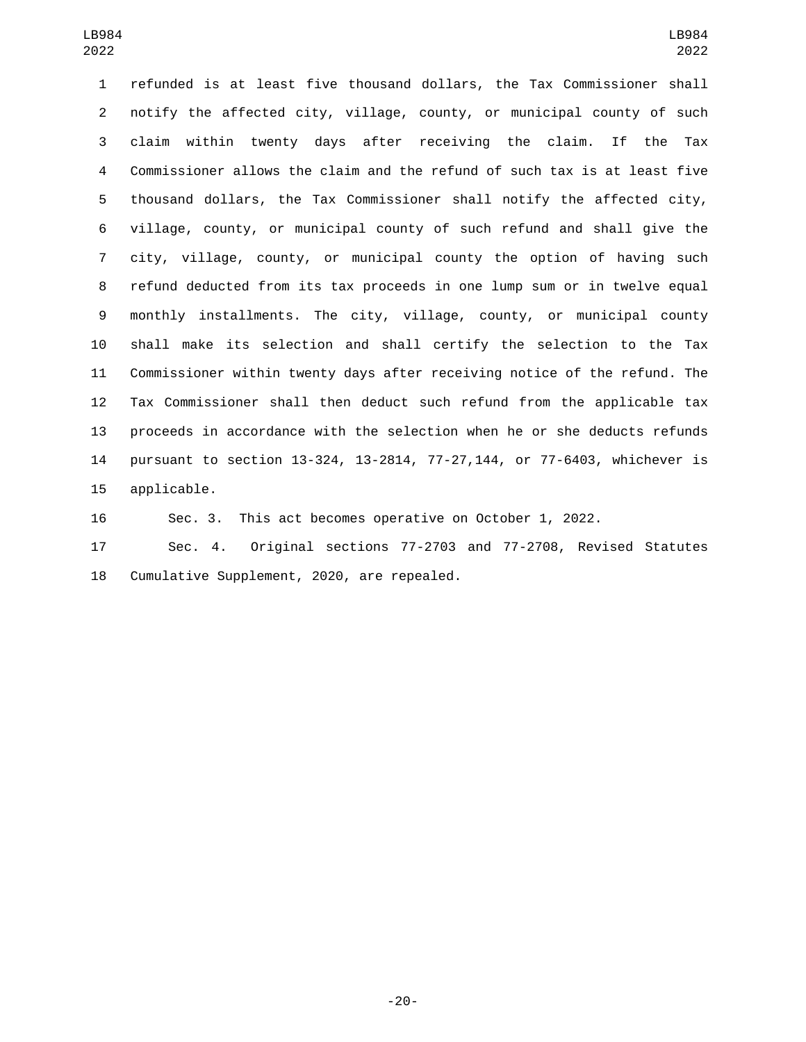refunded is at least five thousand dollars, the Tax Commissioner shall notify the affected city, village, county, or municipal county of such claim within twenty days after receiving the claim. If the Tax Commissioner allows the claim and the refund of such tax is at least five thousand dollars, the Tax Commissioner shall notify the affected city, village, county, or municipal county of such refund and shall give the city, village, county, or municipal county the option of having such refund deducted from its tax proceeds in one lump sum or in twelve equal monthly installments. The city, village, county, or municipal county shall make its selection and shall certify the selection to the Tax Commissioner within twenty days after receiving notice of the refund. The Tax Commissioner shall then deduct such refund from the applicable tax proceeds in accordance with the selection when he or she deducts refunds pursuant to section 13-324, 13-2814, 77-27,144, or 77-6403, whichever is applicable.

Sec. 3. This act becomes operative on October 1, 2022.

Sec. 4. Original sections 77-2703 and 77-2708, Revised Statutes Cumulative Supplement, 2020, are repealed.